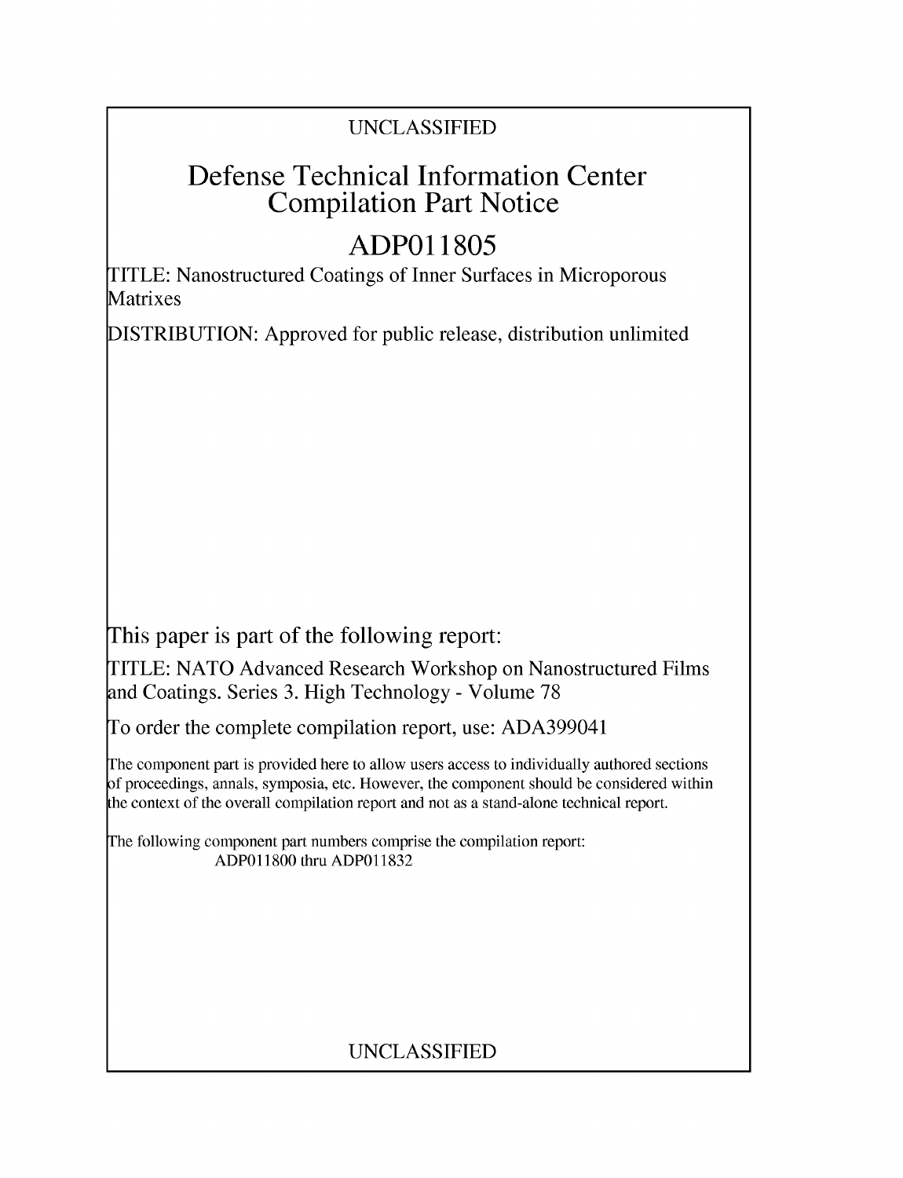UNCLASSIFIED

# Defense Technical Information Center Compilation Part Notice

# ADP011805

TITLE: Nanostructured Coatings of Inner Surfaces in Microporous Matrixes

DISTRIBUTION: Approved for public release, distribution unlimited

This paper is part of the following report:

TITLE: NATO Advanced Research Workshop on Nanostructured Films and Coatings. Series 3. High Technology - Volume 78

To order the complete compilation report, use: ADA399041

The component part is provided here to allow users access to individually authored sections of proceedings, annals, symposia, etc. However, the component should be considered within the context of the overall compilation report and not as a stand-alone technical report.

The following component part numbers comprise the compilation report:
ADP011800 thru ADP011832

UNCLASSIFIED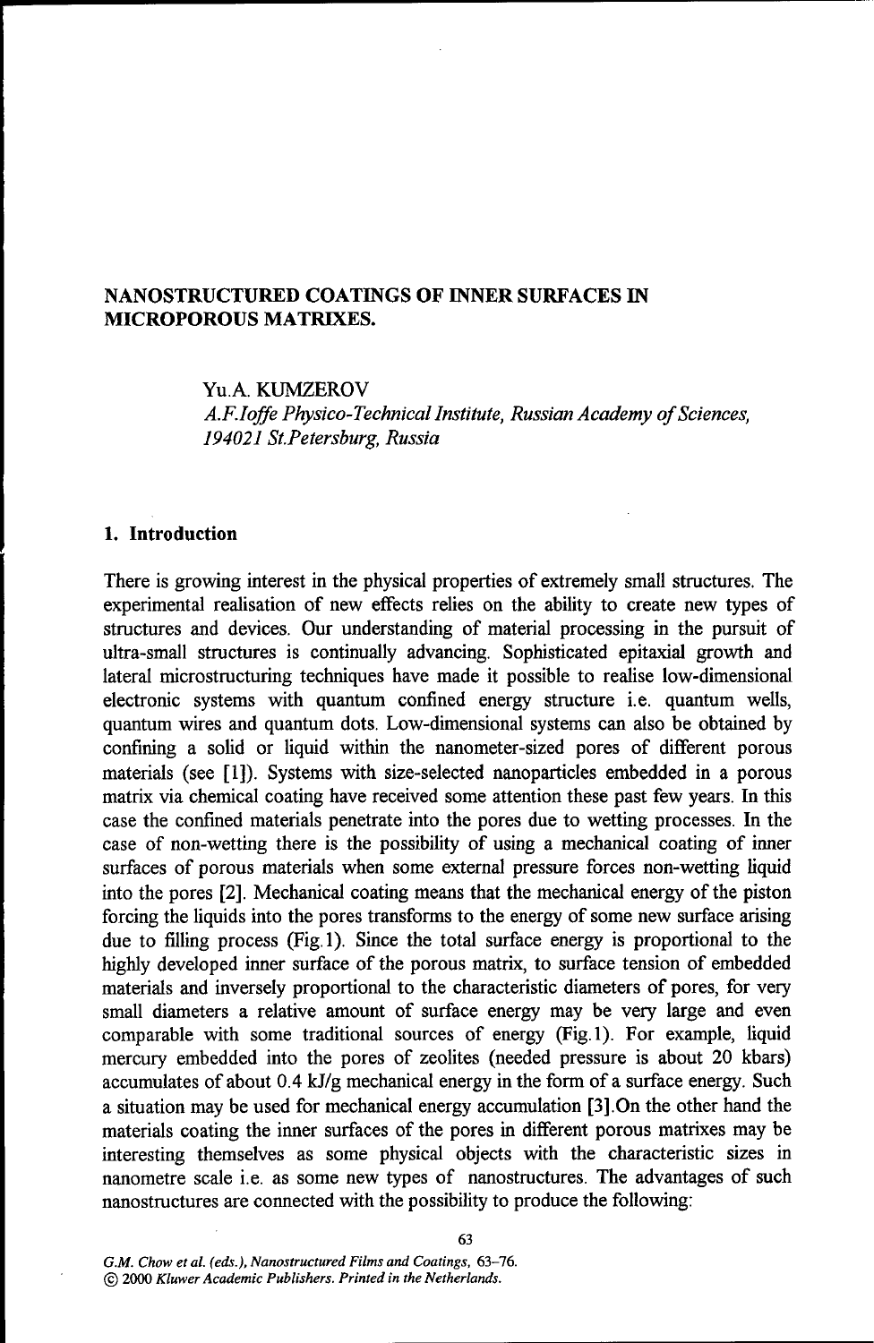# NANOSTRUCTURED COATINGS OF INNER SURFACES IN MICROPOROUS MATRIXES.

Yu.A. KUMZEROV

*A.F.Ioffe Physico-Technical Institute, Russian Academy of Sciences, 194021 St.Petersburg, Russia*

## 1. Introduction

There is growing interest in the physical properties of extremely small structures. The experimental realisation of new effects relies on the ability to create new types of structures and devices. Our understanding of material processing in the pursuit of ultra-small structures is continually advancing. Sophisticated epitaxial growth and lateral microstructuring techniques have made it possible to realise low-dimensional electronic systems with quantum confined energy structure i.e. quantum wells, quantum wires and quantum dots. Low-dimensional systems can also be obtained by confining a solid or liquid within the nanometer-sized pores of different porous materials (see [1]). Systems with size-selected nanoparticles embedded in a porous matrix via chemical coating have received some attention these past few years. In this case the confined materials penetrate into the pores due to wetting processes. In the case of non-wetting there is the possibility of using a mechanical coating of inner surfaces of porous materials when some external pressure forces non-wetting liquid into the pores [2]. Mechanical coating means that the mechanical energy of the piston forcing the liquids into the pores transforms to the energy of some new surface arising due to filling process (Fig.1). Since the total surface energy is proportional to the highly developed inner surface of the porous matrix, to surface tension of embedded materials and inversely proportional to the characteristic diameters of pores, for very small diameters a relative amount of surface energy may be very large and even comparable with some traditional sources of energy (Fig.1). For example, liquid mercury embedded into the pores of zeolites (needed pressure is about 20 kbars) accumulates of about 0.4 kJ/g mechanical energy in the form of a surface energy. Such a situation may be used for mechanical energy accumulation [3].On the other hand the materials coating the inner surfaces of the pores in different porous matrixes may be interesting themselves as some physical objects with the characteristic sizes in nanometre scale i.e. as some new types of nanostructures. The advantages of such nanostructures are connected with the possibility to produce the following:

*G.M. Chow et al. (eds.), Nanostructured Films and Coatings, 63–76.*
*© 2000 Kluwer Academic Publishers. Printed in the Netherlands.*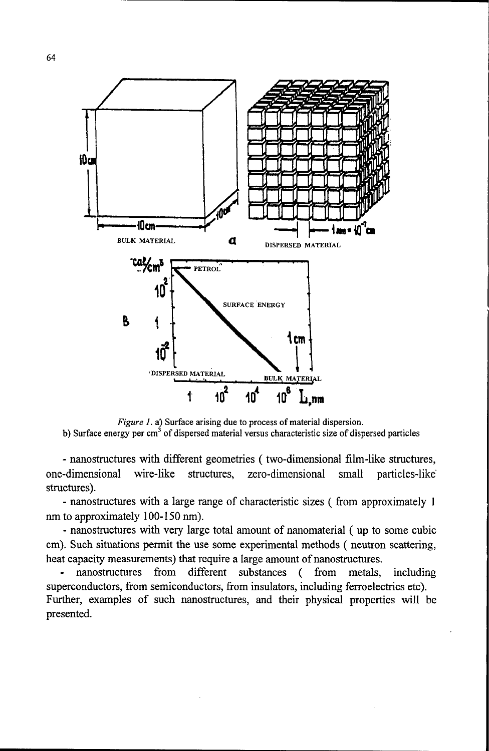*Figure 1.* a) Surface arising due to process of material dispersion.
b) Surface energy per $cm^3$ of dispersed material versus characteristic size of dispersed particles

- nanostructures with different geometries ( two-dimensional film-like structures, one-dimensional wire-like structures, zero-dimensional small particles-like structures).
- nanostructures with a large range of characteristic sizes ( from approximately 1 nm to approximately 100-150 nm).
- nanostructures with very large total amount of nanomaterial ( up to some cubic cm). Such situations permit the use some experimental methods ( neutron scattering, heat capacity measurements) that require a large amount of nanostructures.
- nanostructures from different substances ( from metals, including superconductors, from semiconductors, from insulators, including ferroelectrics etc).

Further, examples of such nanostructures, and their physical properties will be presented.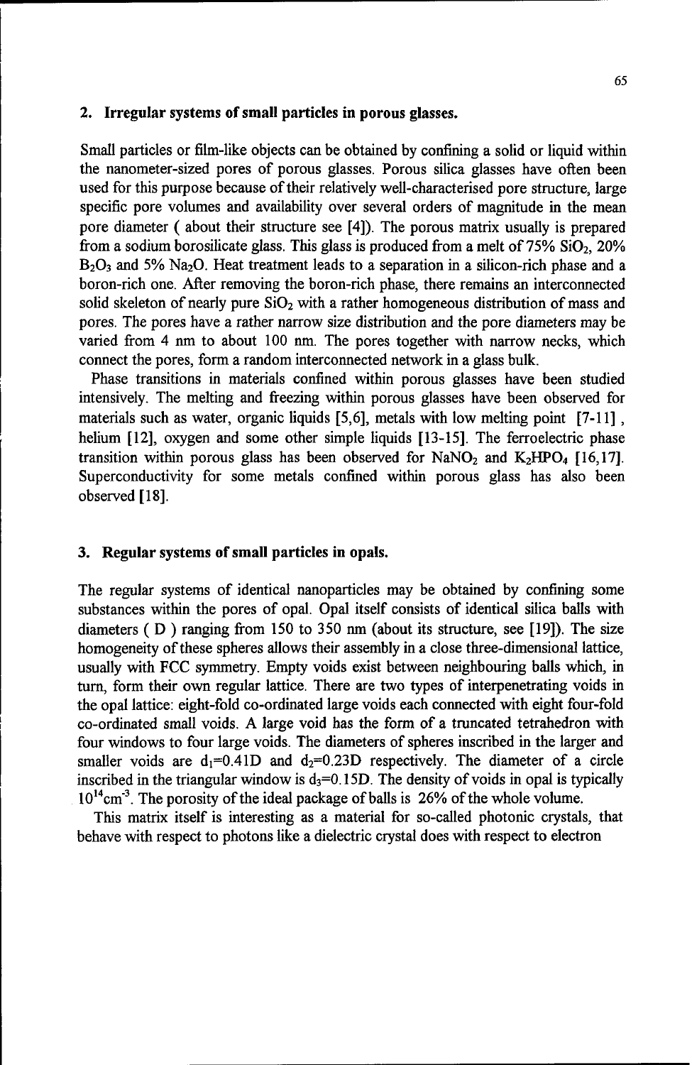## 2. Irregular systems of small particles in porous glasses.

Small particles or film-like objects can be obtained by confining a solid or liquid within the nanometer-sized pores of porous glasses. Porous silica glasses have often been used for this purpose because of their relatively well-characterised pore structure, large specific pore volumes and availability over several orders of magnitude in the mean pore diameter ( about their structure see [4]). The porous matrix usually is prepared from a sodium borosilicate glass. This glass is produced from a melt of 75% $SiO_2$, 20% $B_2O_3$ and 5% $Na_2O$. Heat treatment leads to a separation in a silicon-rich phase and a boron-rich one. After removing the boron-rich phase, there remains an interconnected solid skeleton of nearly pure $SiO_2$ with a rather homogeneous distribution of mass and pores. The pores have a rather narrow size distribution and the pore diameters may be varied from 4 nm to about 100 nm. The pores together with narrow necks, which connect the pores, form a random interconnected network in a glass bulk.

Phase transitions in materials confined within porous glasses have been studied intensively. The melting and freezing within porous glasses have been observed for materials such as water, organic liquids [5,6], metals with low melting point [7-11], helium [12], oxygen and some other simple liquids [13-15]. The ferroelectric phase transition within porous glass has been observed for $NaNO_2$ and $K_2HPO_4$ [16,17]. Superconductivity for some metals confined within porous glass has also been observed [18].

## 3. Regular systems of small particles in opals.

The regular systems of identical nanoparticles may be obtained by confining some substances within the pores of opal. Opal itself consists of identical silica balls with diameters ( D ) ranging from 150 to 350 nm (about its structure, see [19]). The size homogeneity of these spheres allows their assembly in a close three-dimensional lattice, usually with FCC symmetry. Empty voids exist between neighbouring balls which, in turn, form their own regular lattice. There are two types of interpenetrating voids in the opal lattice: eight-fold co-ordinated large voids each connected with eight four-fold co-ordinated small voids. A large void has the form of a truncated tetrahedron with four windows to four large voids. The diameters of spheres inscribed in the larger and smaller voids are $d_1=0.41D$ and $d_2=0.23D$ respectively. The diameter of a circle inscribed in the triangular window is $d_3=0.15D$. The density of voids in opal is typically $10^{14}cm^{-3}$. The porosity of the ideal package of balls is 26% of the whole volume.

This matrix itself is interesting as a material for so-called photonic crystals, that behave with respect to photons like a dielectric crystal does with respect to electron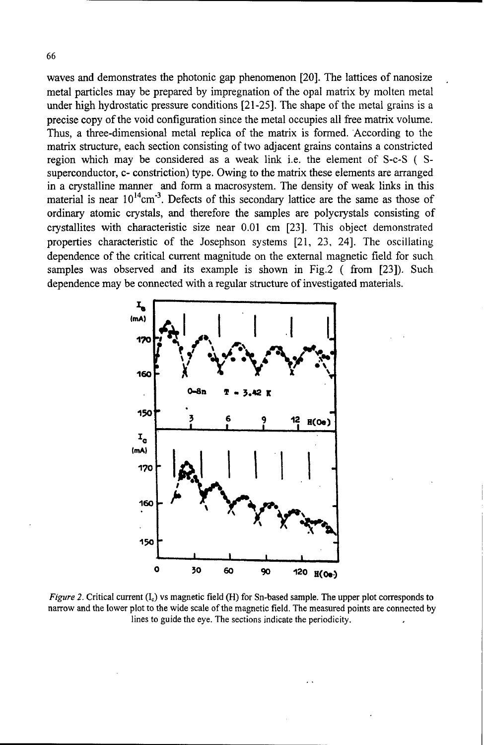waves and demonstrates the photonic gap phenomenon [20]. The lattices of nanosize metal particles may be prepared by impregnation of the opal matrix by molten metal under high hydrostatic pressure conditions [21-25]. The shape of the metal grains is a precise copy of the void configuration since the metal occupies all free matrix volume. Thus, a three-dimensional metal replica of the matrix is formed. According to the matrix structure, each section consisting of two adjacent grains contains a constricted region which may be considered as a weak link i.e. the element of S-c-S ( S-superconductor, c- constriction) type. Owing to the matrix these elements are arranged in a crystalline manner and form a macrosystem. The density of weak links in this material is near $10^{14}$cm$^{-3}$. Defects of this secondary lattice are the same as those of ordinary atomic crystals, and therefore the samples are polycrystals consisting of crystallites with characteristic size near 0.01 cm [23]. This object demonstrated properties characteristic of the Josephson systems [21, 23, 24]. The oscillating dependence of the critical current magnitude on the external magnetic field for such samples was observed and its example is shown in Fig.2 ( from [23]). Such dependence may be connected with a regular structure of investigated materials.

*Figure 2.* Critical current ($I_c$) vs magnetic field (H) for Sn-based sample. The upper plot corresponds to narrow and the lower plot to the wide scale of the magnetic field. The measured points are connected by lines to guide the eye. The sections indicate the periodicity.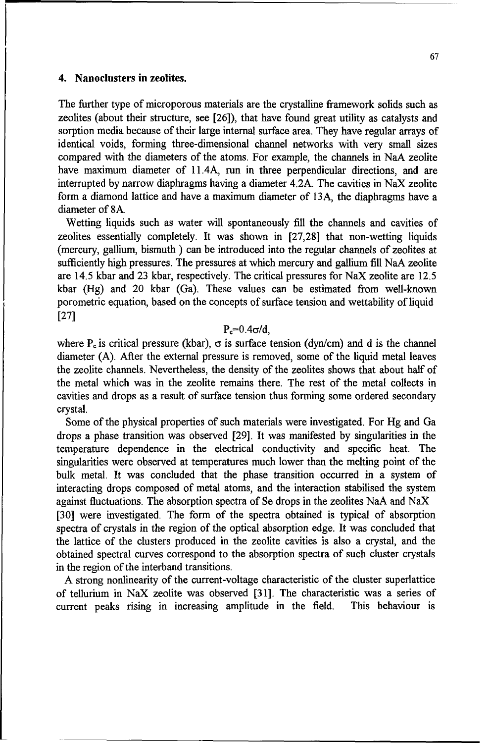## 4. Nanoclusters in zeolites.

The further type of microporous materials are the crystalline framework solids such as zeolites (about their structure, see [26]), that have found great utility as catalysts and sorption media because of their large internal surface area. They have regular arrays of identical voids, forming three-dimensional channel networks with very small sizes compared with the diameters of the atoms. For example, the channels in NaA zeolite have maximum diameter of 11.4A, run in three perpendicular directions, and are interrupted by narrow diaphragms having a diameter 4.2A. The cavities in NaX zeolite form a diamond lattice and have a maximum diameter of 13A, the diaphragms have a diameter of 8A.

Wetting liquids such as water will spontaneously fill the channels and cavities of zeolites essentially completely. It was shown in [27,28] that non-wetting liquids (mercury, gallium, bismuth ) can be introduced into the regular channels of zeolites at sufficiently high pressures. The pressures at which mercury and gallium fill NaA zeolite are 14.5 kbar and 23 kbar, respectively. The critical pressures for NaX zeolite are 12.5 kbar (Hg) and 20 kbar (Ga). These values can be estimated from well-known porometric equation, based on the concepts of surface tension and wettability of liquid [27]

$$P_c = 0.4\sigma/d,$$

where $P_c$ is critical pressure (kbar), $\sigma$ is surface tension (dyn/cm) and d is the channel diameter (A). After the external pressure is removed, some of the liquid metal leaves the zeolite channels. Nevertheless, the density of the zeolites shows that about half of the metal which was in the zeolite remains there. The rest of the metal collects in cavities and drops as a result of surface tension thus forming some ordered secondary crystal.

Some of the physical properties of such materials were investigated. For Hg and Ga drops a phase transition was observed [29]. It was manifested by singularities in the temperature dependence in the electrical conductivity and specific heat. The singularities were observed at temperatures much lower than the melting point of the bulk metal. It was concluded that the phase transition occurred in a system of interacting drops composed of metal atoms, and the interaction stabilised the system against fluctuations. The absorption spectra of Se drops in the zeolites NaA and NaX [30] were investigated. The form of the spectra obtained is typical of absorption spectra of crystals in the region of the optical absorption edge. It was concluded that the lattice of the clusters produced in the zeolite cavities is also a crystal, and the obtained spectral curves correspond to the absorption spectra of such cluster crystals in the region of the interband transitions.

A strong nonlinearity of the current-voltage characteristic of the cluster superlattice of tellurium in NaX zeolite was observed [31]. The characteristic was a series of current peaks rising in increasing amplitude in the field. This behaviour is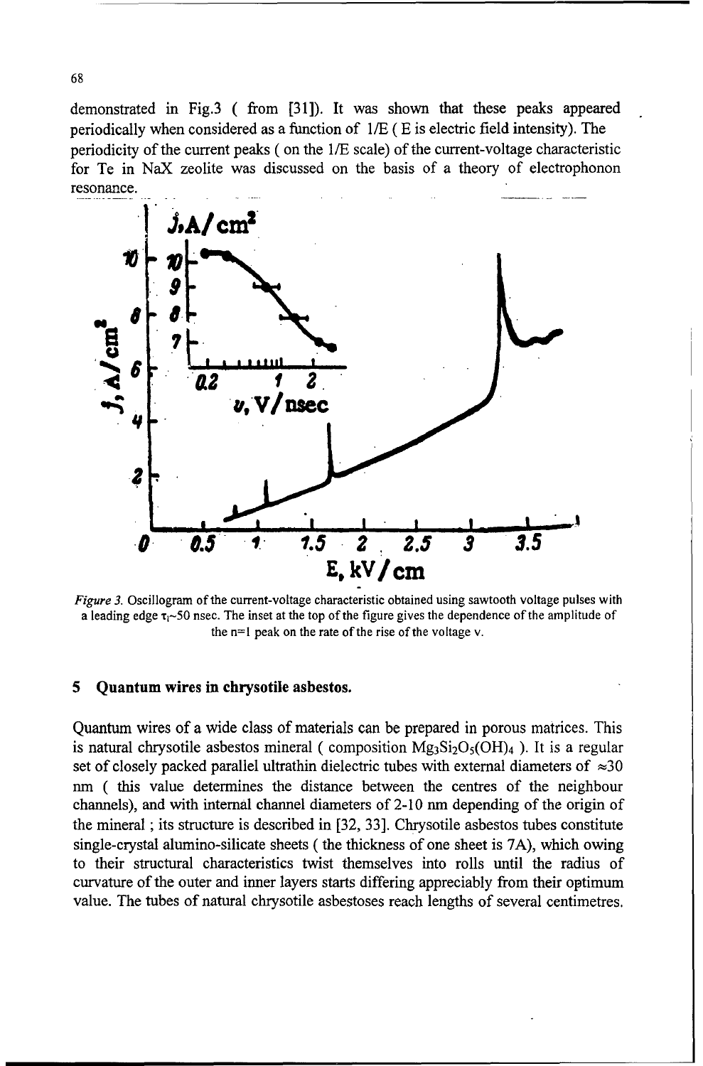demonstrated in Fig.3 ( from [31]). It was shown that these peaks appeared periodically when considered as a function of $1/E$ ( E is electric field intensity). The periodicity of the current peaks ( on the $1/E$ scale) of the current-voltage characteristic for Te in NaX zeolite was discussed on the basis of a theory of electrophonon resonance.

*Figure 3.* Oscillogram of the current-voltage characteristic obtained using sawtooth voltage pulses with a leading edge $\tau_l$~50 nsec. The inset at the top of the figure gives the dependence of the amplitude of the n=1 peak on the rate of the rise of the voltage v.

## 5 Quantum wires in chrysotile asbestos.

Quantum wires of a wide class of materials can be prepared in porous matrices. This is natural chrysotile asbestos mineral ( composition $Mg_3Si_2O_5(OH)_4$ ). It is a regular set of closely packed parallel ultrathin dielectric tubes with external diameters of ≈30 nm ( this value determines the distance between the centres of the neighbour channels), and with internal channel diameters of 2-10 nm depending of the origin of the mineral ; its structure is described in [32, 33]. Chrysotile asbestos tubes constitute single-crystal alumino-silicate sheets ( the thickness of one sheet is 7A), which owing to their structural characteristics twist themselves into rolls until the radius of curvature of the outer and inner layers starts differing appreciably from their optimum value. The tubes of natural chrysotile asbestoses reach lengths of several centimetres.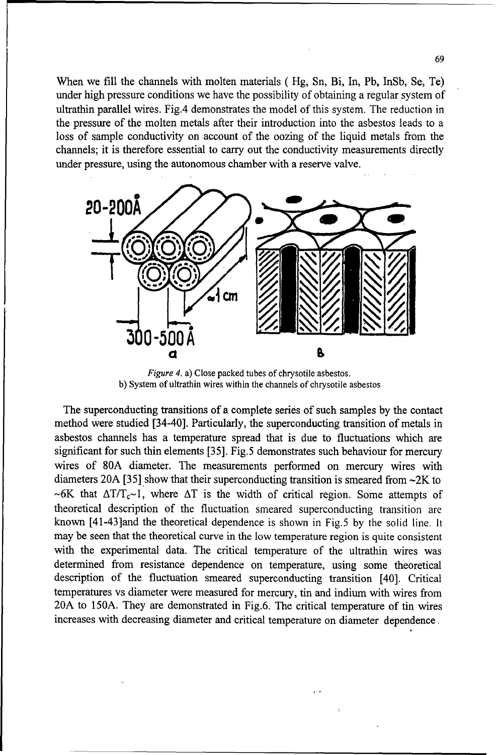When we fill the channels with molten materials ( Hg, Sn, Bi, In, Pb, InSb, Se, Te) under high pressure conditions we have the possibility of obtaining a regular system of ultrathin parallel wires. Fig.4 demonstrates the model of this system. The reduction in the pressure of the molten metals after their introduction into the asbestos leads to a loss of sample conductivity on account of the oozing of the liquid metals from the channels; it is therefore essential to carry out the conductivity measurements directly under pressure, using the autonomous chamber with a reserve valve.

*Figure 4.* a) Close packed tubes of chrysotile asbestos.
b) System of ultrathin wires within the channels of chrysotile asbestos

The superconducting transitions of a complete series of such samples by the contact method were studied [34-40]. Particularly, the superconducting transition of metals in asbestos channels has a temperature spread that is due to fluctuations which are significant for such thin elements [35]. Fig.5 demonstrates such behaviour for mercury wires of 80A diameter. The measurements performed on mercury wires with diameters 20A [35] show that their superconducting transition is smeared from ~2K to ~6K that $\Delta T/T_c \sim 1$, where $\Delta T$ is the width of critical region. Some attempts of theoretical description of the fluctuation smeared superconducting transition are known [41-43]and the theoretical dependence is shown in Fig.5 by the solid line. It may be seen that the theoretical curve in the low temperature region is quite consistent with the experimental data. The critical temperature of the ultrathin wires was determined from resistance dependence on temperature, using some theoretical description of the fluctuation smeared superconducting transition [40]. Critical temperatures vs diameter were measured for mercury, tin and indium with wires from 20A to 150A. They are demonstrated in Fig.6. The critical temperature of tin wires increases with decreasing diameter and critical temperature on diameter dependence.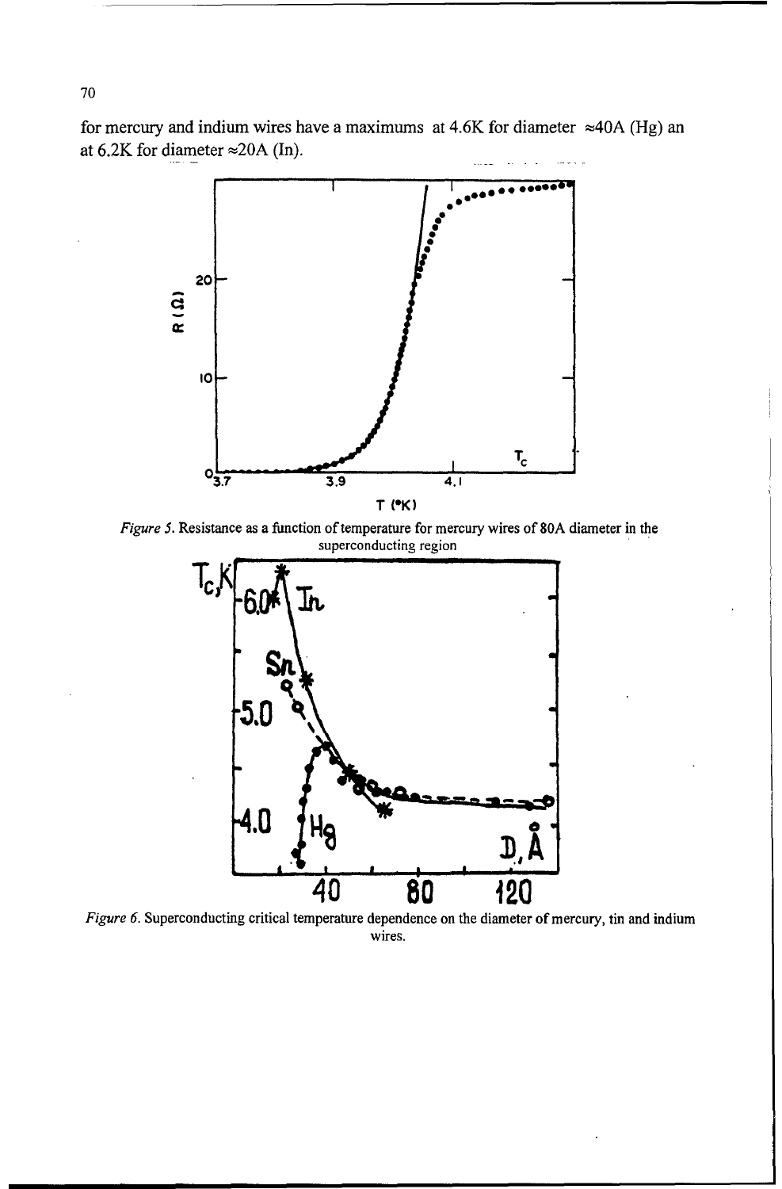for mercury and indium wires have a maximums at 4.6K for diameter ≈40A (Hg) an at 6.2K for diameter ≈20A (In).

*Figure 5.* Resistance as a function of temperature for mercury wires of 80A diameter in the superconducting region

*Figure 6.* Superconducting critical temperature dependence on the diameter of mercury, tin and indium wires.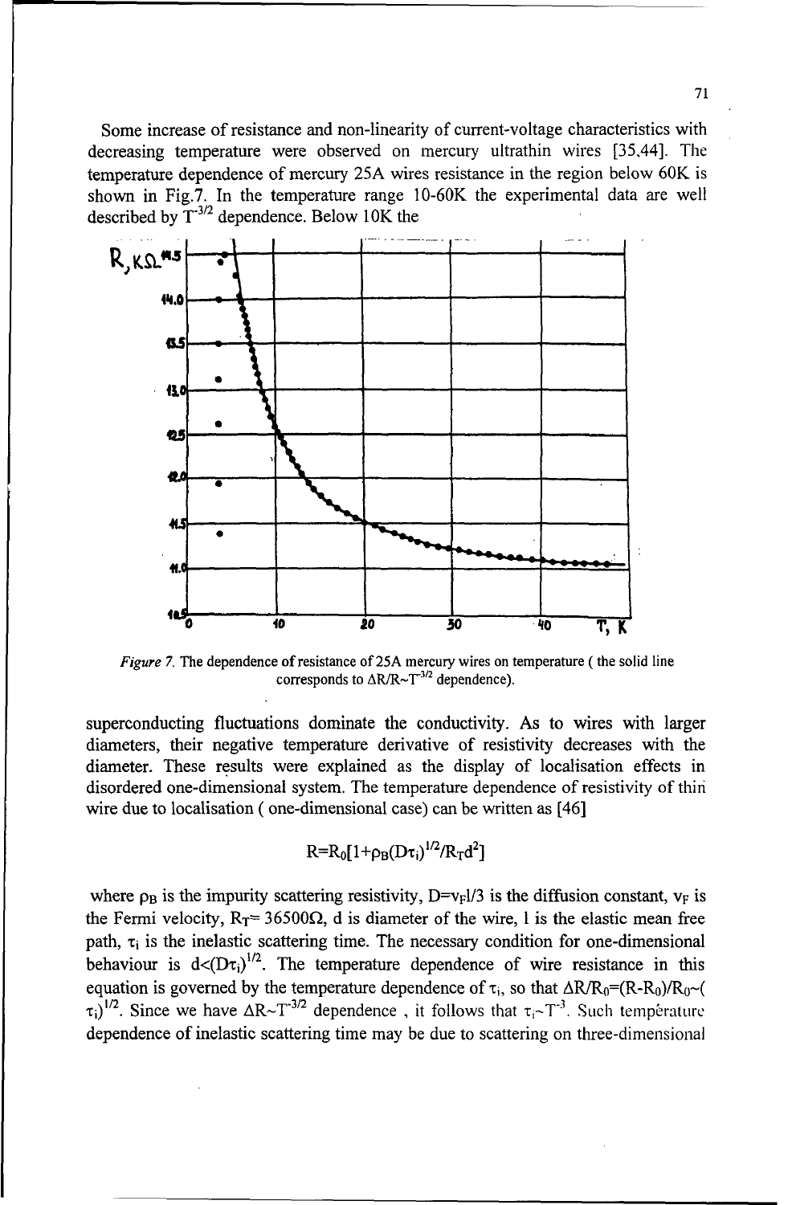Some increase of resistance and non-linearity of current-voltage characteristics with decreasing temperature were observed on mercury ultrathin wires [35,44]. The temperature dependence of mercury 25A wires resistance in the region below 60K is shown in Fig.7. In the temperature range 10-60K the experimental data are well described by $T^{-3/2}$ dependence. Below 10K the

*Figure 7.* The dependence of resistance of 25A mercury wires on temperature ( the solid line corresponds to $\Delta R/R \sim T^{-3/2}$ dependence).

superconducting fluctuations dominate the conductivity. As to wires with larger diameters, their negative temperature derivative of resistivity decreases with the diameter. These results were explained as the display of localisation effects in disordered one-dimensional system. The temperature dependence of resistivity of thin wire due to localisation ( one-dimensional case) can be written as [46]

$$R=R_0[1+\rho_B(D\tau_i)^{1/2}/R_T d^2]$$

where $\rho_B$ is the impurity scattering resistivity, $D=v_F l/3$ is the diffusion constant, $v_F$ is the Fermi velocity, $R_T = 36500\Omega$, d is diameter of the wire, l is the elastic mean free path, $\tau_i$ is the inelastic scattering time. The necessary condition for one-dimensional behaviour is $d<(D\tau_i)^{1/2}$. The temperature dependence of wire resistance in this equation is governed by the temperature dependence of $\tau_i$, so that $\Delta R/R_0=(R-R_0)/R_0 \sim (\tau_i)^{1/2}$. Since we have $\Delta R \sim T^{-3/2}$ dependence , it follows that $\tau_i \sim T^{-3}$. Such temperature dependence of inelastic scattering time may be due to scattering on three-dimensional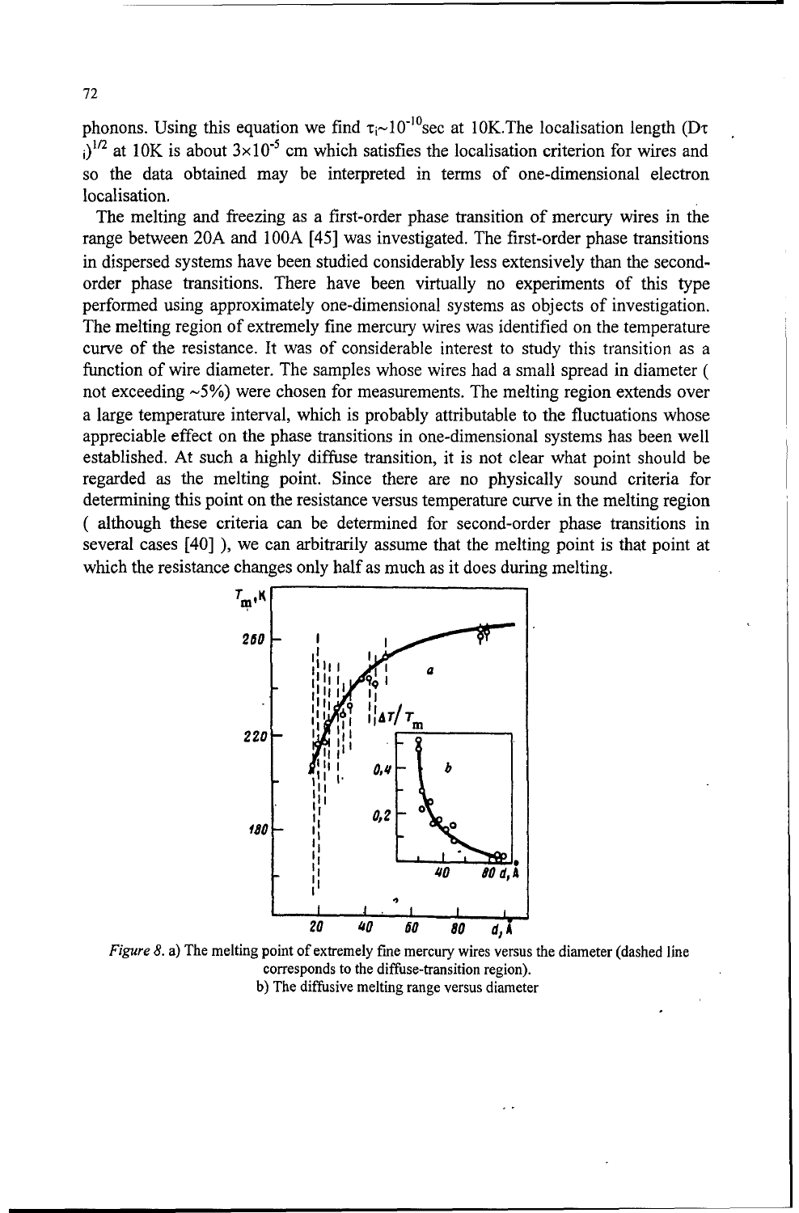phonons. Using this equation we find $\tau_i \sim 10^{-10}$sec at 10K.The localisation length $(D\tau_i)^{1/2}$ at 10K is about $3\times10^{-5}$ cm which satisfies the localisation criterion for wires and so the data obtained may be interpreted in terms of one-dimensional electron localisation.

The melting and freezing as a first-order phase transition of mercury wires in the range between 20A and 100A [45] was investigated. The first-order phase transitions in dispersed systems have been studied considerably less extensively than the second-order phase transitions. There have been virtually no experiments of this type performed using approximately one-dimensional systems as objects of investigation. The melting region of extremely fine mercury wires was identified on the temperature curve of the resistance. It was of considerable interest to study this transition as a function of wire diameter. The samples whose wires had a small spread in diameter ( not exceeding ~5%) were chosen for measurements. The melting region extends over a large temperature interval, which is probably attributable to the fluctuations whose appreciable effect on the phase transitions in one-dimensional systems has been well established. At such a highly diffuse transition, it is not clear what point should be regarded as the melting point. Since there are no physically sound criteria for determining this point on the resistance versus temperature curve in the melting region ( although these criteria can be determined for second-order phase transitions in several cases [40] ), we can arbitrarily assume that the melting point is that point at which the resistance changes only half as much as it does during melting.

*Figure 8.* a) The melting point of extremely fine mercury wires versus the diameter (dashed line corresponds to the diffuse-transition region).
b) The diffusive melting range versus diameter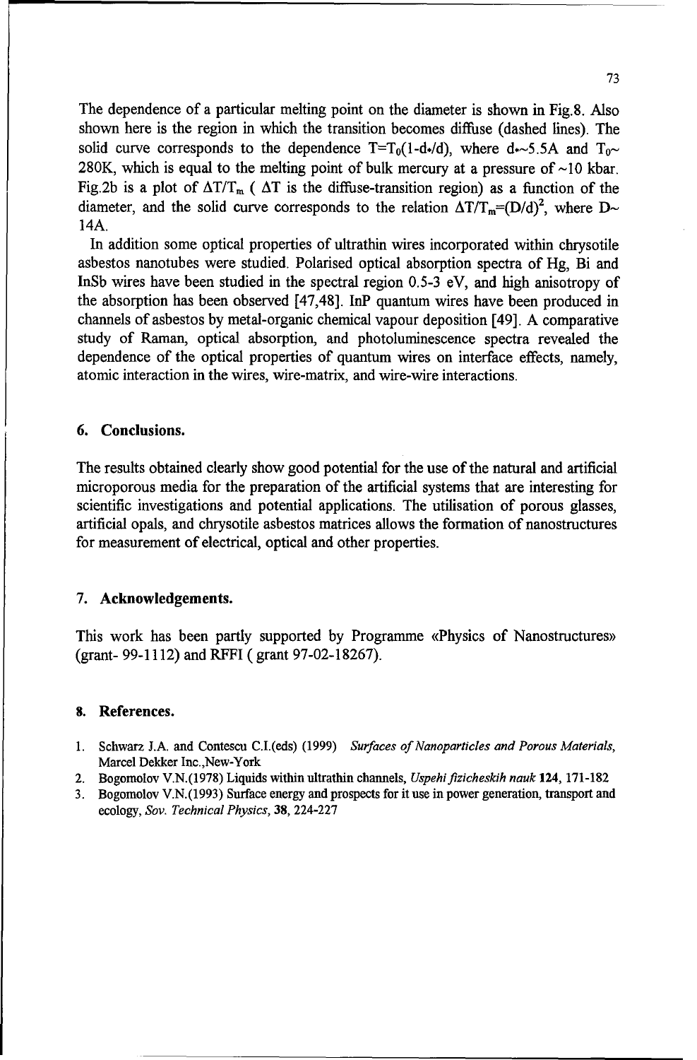The dependence of a particular melting point on the diameter is shown in Fig.8. Also shown here is the region in which the transition becomes diffuse (dashed lines). The solid curve corresponds to the dependence $T=T_0(1-d_*/d)$, where $d_*\sim5.5A$ and $T_0\sim$ 280K, which is equal to the melting point of bulk mercury at a pressure of ~10 kbar. Fig.2b is a plot of $\Delta T/T_m$ ( $\Delta T$ is the diffuse-transition region) as a function of the diameter, and the solid curve corresponds to the relation $\Delta T/T_m=(D/d)^2$, where D~ 14A.

In addition some optical properties of ultrathin wires incorporated within chrysotile asbestos nanotubes were studied. Polarised optical absorption spectra of Hg, Bi and InSb wires have been studied in the spectral region 0.5-3 eV, and high anisotropy of the absorption has been observed [47,48]. InP quantum wires have been produced in channels of asbestos by metal-organic chemical vapour deposition [49]. A comparative study of Raman, optical absorption, and photoluminescence spectra revealed the dependence of the optical properties of quantum wires on interface effects, namely, atomic interaction in the wires, wire-matrix, and wire-wire interactions.

## 6. Conclusions.

The results obtained clearly show good potential for the use of the natural and artificial microporous media for the preparation of the artificial systems that are interesting for scientific investigations and potential applications. The utilisation of porous glasses, artificial opals, and chrysotile asbestos matrices allows the formation of nanostructures for measurement of electrical, optical and other properties.

## 7. Acknowledgements.

This work has been partly supported by Programme «Physics of Nanostructures» (grant- 99-1112) and RFFI ( grant 97-02-18267).

## 8. References.

1. Schwarz J.A. and Contescu C.I.(eds) (1999) *Surfaces of Nanoparticles and Porous Materials*, Marcel Dekker Inc.,New-York
2. Bogomolov V.N.(1978) Liquids within ultrathin channels, *Uspehi fizicheskih nauk* **124**, 171-182
3. Bogomolov V.N.(1993) Surface energy and prospects for it use in power generation, transport and ecology, *Sov. Technical Physics*, **38**, 224-227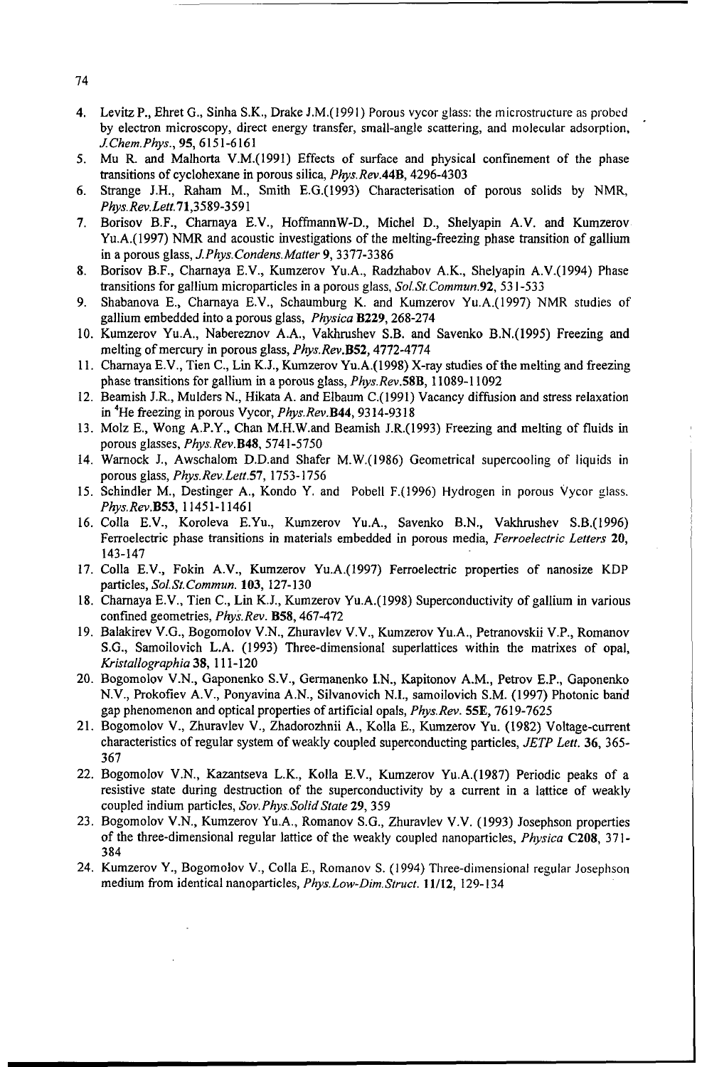4. Levitz P., Ehret G., Sinha S.K., Drake J.M.(1991) Porous vycor glass: the microstructure as probed by electron microscopy, direct energy transfer, small-angle scattering, and molecular adsorption, *J.Chem.Phys.*, **95**, 6151-6161
5. Mu R. and Malhorta V.M.(1991) Effects of surface and physical confinement of the phase transitions of cyclohexane in porous silica, *Phys.Rev.***44B**, 4296-4303
6. Strange J.H., Raham M., Smith E.G.(1993) Characterisation of porous solids by NMR, *Phys.Rev.Lett.***71**,3589-3591
7. Borisov B.F., Charnaya E.V., HoffmannW-D., Michel D., Shelyapin A.V. and Kumzerov Yu.A.(1997) NMR and acoustic investigations of the melting-freezing phase transition of gallium in a porous glass, *J.Phys.Condens.Matter* **9**, 3377-3386
8. Borisov B.F., Charnaya E.V., Kumzerov Yu.A., Radzhabov A.K., Shelyapin A.V.(1994) Phase transitions for gallium microparticles in a porous glass, *Sol.St.Commun.***92**, 531-533
9. Shabanova E., Charnaya E.V., Schaumburg K. and Kumzerov Yu.A.(1997) NMR studies of gallium embedded into a porous glass, *Physica* **B229**, 268-274
10. Kumzerov Yu.A., Nabereznov A.A., Vakhrushev S.B. and Savenko B.N.(1995) Freezing and melting of mercury in porous glass, *Phys.Rev.***B52**, 4772-4774
11. Charnaya E.V., Tien C., Lin K.J., Kumzerov Yu.A.(1998) X-ray studies of the melting and freezing phase transitions for gallium in a porous glass, *Phys.Rev.***58B**, 11089-11092
12. Beamish J.R., Mulders N., Hikata A. and Elbaum C.(1991) Vacancy diffusion and stress relaxation in $^4$He freezing in porous Vycor, *Phys.Rev.***B44**, 9314-9318
13. Molz E., Wong A.P.Y., Chan M.H.W.and Beamish J.R.(1993) Freezing and melting of fluids in porous glasses, *Phys.Rev.***B48**, 5741-5750
14. Warnock J., Awschalom D.D.and Shafer M.W.(1986) Geometrical supercooling of liquids in porous glass, *Phys.Rev.Lett.***57**, 1753-1756
15. Schindler M., Destinger A., Kondo Y. and Pobell F.(1996) Hydrogen in porous Vycor glass. *Phys.Rev.***B53**, 11451-11461
16. Colla E.V., Koroleva E.Yu., Kumzerov Yu.A., Savenko B.N., Vakhrushev S.B.(1996) Ferroelectric phase transitions in materials embedded in porous media, *Ferroelectric Letters* **20**, 143-147
17. Colla E.V., Fokin A.V., Kumzerov Yu.A.(1997) Ferroelectric properties of nanosize KDP particles, *Sol.St.Commun.* **103**, 127-130
18. Charnaya E.V., Tien C., Lin K.J., Kumzerov Yu.A.(1998) Superconductivity of gallium in various confined geometries, *Phys.Rev.* **B58**, 467-472
19. Balakirev V.G., Bogomolov V.N., Zhuravlev V.V., Kumzerov Yu.A., Petranovskii V.P., Romanov S.G., Samoilovich L.A. (1993) Three-dimensional superlattices within the matrixes of opal, *Kristallographia* **38**, 111-120
20. Bogomolov V.N., Gaponenko S.V., Germanenko I.N., Kapitonov A.M., Petrov E.P., Gaponenko N.V., Prokofiev A.V., Ponyavina A.N., Silvanovich N.I., samoilovich S.M. (1997) Photonic band gap phenomenon and optical properties of artificial opals, *Phys.Rev.* **55E**, 7619-7625
21. Bogomolov V., Zhuravlev V., Zhadorozhnii A., Kolla E., Kumzerov Yu. (1982) Voltage-current characteristics of regular system of weakly coupled superconducting particles, *JETP Lett.* **36**, 365-367
22. Bogomolov V.N., Kazantseva L.K., Kolla E.V., Kumzerov Yu.A.(1987) Periodic peaks of a resistive state during destruction of the superconductivity by a current in a lattice of weakly coupled indium particles, *Sov.Phys.Solid State* **29**, 359
23. Bogomolov V.N., Kumzerov Yu.A., Romanov S.G., Zhuravlev V.V. (1993) Josephson properties of the three-dimensional regular lattice of the weakly coupled nanoparticles, *Physica* **C208**, 371-384
24. Kumzerov Y., Bogomolov V., Colla E., Romanov S. (1994) Three-dimensional regular Josephson medium from identical nanoparticles, *Phys.Low-Dim.Struct.* **11/12**, 129-134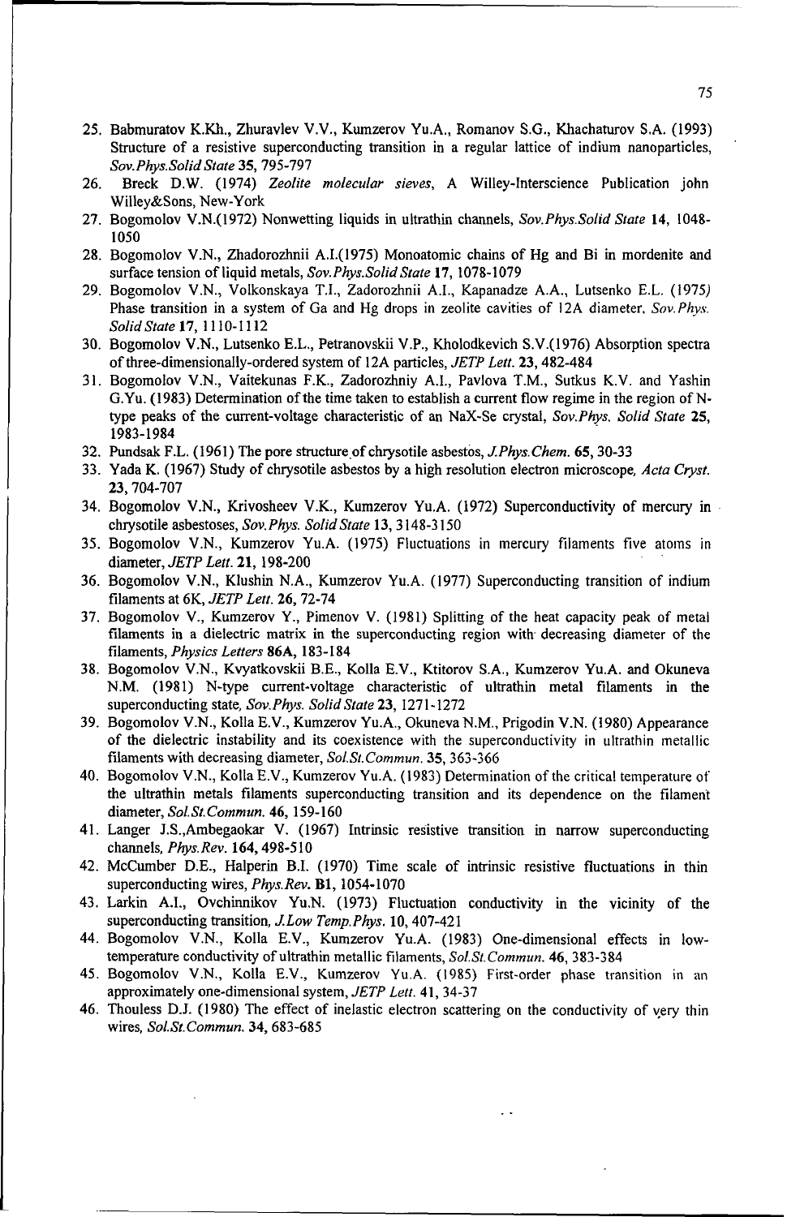25. Babmuratov K.Kh., Zhuravlev V.V., Kumzerov Yu.A., Romanov S.G., Khachaturov S.A. (1993) Structure of a resistive superconducting transition in a regular lattice of indium nanoparticles, *Sov.Phys.Solid State* **35**, 795-797
26. Breck D.W. (1974) *Zeolite molecular sieves*, A Willey-Interscience Publication john Willey&Sons, New-York
27. Bogomolov V.N.(1972) Nonwetting liquids in ultrathin channels, *Sov.Phys.Solid State* **14**, 1048-1050
28. Bogomolov V.N., Zhadorozhnii A.I.(1975) Monoatomic chains of Hg and Bi in mordenite and surface tension of liquid metals, *Sov.Phys.Solid State* **17**, 1078-1079
29. Bogomolov V.N., Volkonskaya T.I., Zadorozhnii A.I., Kapanadze A.A., Lutsenko E.L. (1975) Phase transition in a system of Ga and Hg drops in zeolite cavities of 12A diameter, *Sov.Phys. Solid State* **17**, 1110-1112
30. Bogomolov V.N., Lutsenko E.L., Petranovskii V.P., Kholodkevich S.V.(1976) Absorption spectra of three-dimensionally-ordered system of 12A particles, *JETP Lett.* **23**, 482-484
31. Bogomolov V.N., Vaitekunas F.K., Zadorozhniy A.I., Pavlova T.M., Sutkus K.V. and Yashin G.Yu. (1983) Determination of the time taken to establish a current flow regime in the region of N-type peaks of the current-voltage characteristic of an NaX-Se crystal, *Sov.Phys. Solid State* **25**, 1983-1984
32. Pundsak F.L. (1961) The pore structure of chrysotile asbestos, *J.Phys.Chem.* **65**, 30-33
33. Yada K. (1967) Study of chrysotile asbestos by a high resolution electron microscope, *Acta Cryst.* **23**, 704-707
34. Bogomolov V.N., Krivosheev V.K., Kumzerov Yu.A. (1972) Superconductivity of mercury in chrysotile asbestoses, *Sov.Phys. Solid State* **13**, 3148-3150
35. Bogomolov V.N., Kumzerov Yu.A. (1975) Fluctuations in mercury filaments five atoms in diameter, *JETP Lett.* **21**, 198-200
36. Bogomolov V.N., Klushin N.A., Kumzerov Yu.A. (1977) Superconducting transition of indium filaments at 6K, *JETP Lett.* **26**, 72-74
37. Bogomolov V., Kumzerov Y., Pimenov V. (1981) Splitting of the heat capacity peak of metal filaments in a dielectric matrix in the superconducting region with decreasing diameter of the filaments, *Physics Letters* **86A**, 183-184
38. Bogomolov V.N., Kvyatkovskii B.E., Kolla E.V., Ktitorov S.A., Kumzerov Yu.A. and Okuneva N.M. (1981) N-type current-voltage characteristic of ultrathin metal filaments in the superconducting state, *Sov.Phys. Solid State* **23**, 1271-1272
39. Bogomolov V.N., Kolla E.V., Kumzerov Yu.A., Okuneva N.M., Prigodin V.N. (1980) Appearance of the dielectric instability and its coexistence with the superconductivity in ultrathin metallic filaments with decreasing diameter, *Sol.St.Commun.* **35**, 363-366
40. Bogomolov V.N., Kolla E.V., Kumzerov Yu.A. (1983) Determination of the critical temperature of the ultrathin metals filaments superconducting transition and its dependence on the filament diameter, *Sol.St.Commun.* **46**, 159-160
41. Langer J.S.,Ambegaokar V. (1967) Intrinsic resistive transition in narrow superconducting channels, *Phys.Rev.* **164**, 498-510
42. McCumber D.E., Halperin B.I. (1970) Time scale of intrinsic resistive fluctuations in thin superconducting wires, *Phys.Rev.* **B1**, 1054-1070
43. Larkin A.I., Ovchinnikov Yu.N. (1973) Fluctuation conductivity in the vicinity of the superconducting transition, *J.Low Temp.Phys.* **10**, 407-421
44. Bogomolov V.N., Kolla E.V., Kumzerov Yu.A. (1983) One-dimensional effects in low-temperature conductivity of ultrathin metallic filaments, *Sol.St.Commun.* **46**, 383-384
45. Bogomolov V.N., Kolla E.V., Kumzerov Yu.A. (1985) First-order phase transition in an approximately one-dimensional system, *JETP Lett.* **41**, 34-37
46. Thouless D.J. (1980) The effect of inelastic electron scattering on the conductivity of very thin wires, *Sol.St.Commun.* **34**, 683-685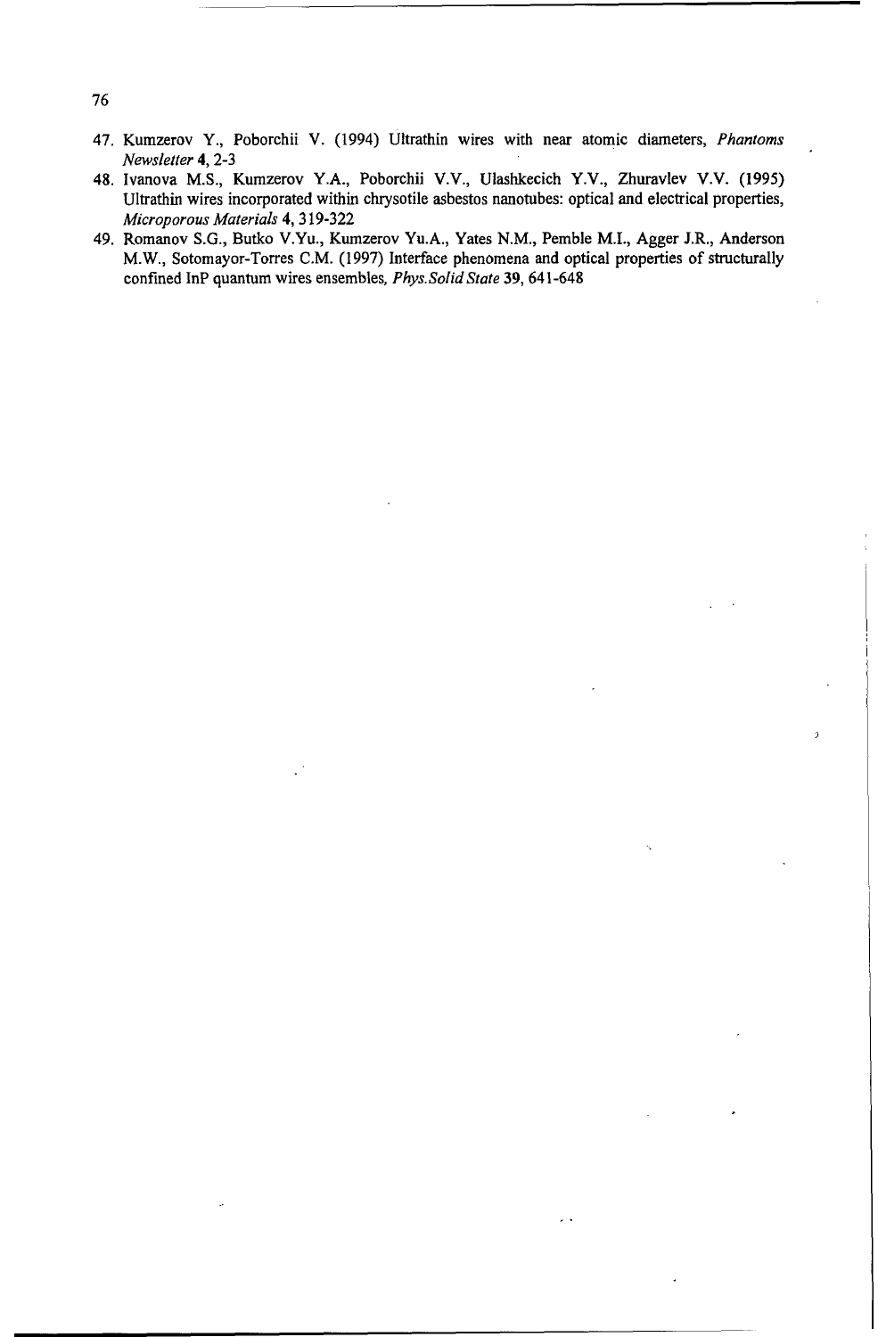47. Kumzerov Y., Poborchii V. (1994) Ultrathin wires with near atomic diameters, *Phantoms Newsletter* **4**, 2-3
48. Ivanova M.S., Kumzerov Y.A., Poborchii V.V., Ulashkecich Y.V., Zhuravlev V.V. (1995) Ultrathin wires incorporated within chrysotile asbestos nanotubes: optical and electrical properties, *Microporous Materials* **4**, 319-322
49. Romanov S.G., Butko V.Yu., Kumzerov Yu.A., Yates N.M., Pemble M.I., Agger J.R., Anderson M.W., Sotomayor-Torres C.M. (1997) Interface phenomena and optical properties of structurally confined InP quantum wires ensembles, *Phys.Solid State* **39**, 641-648